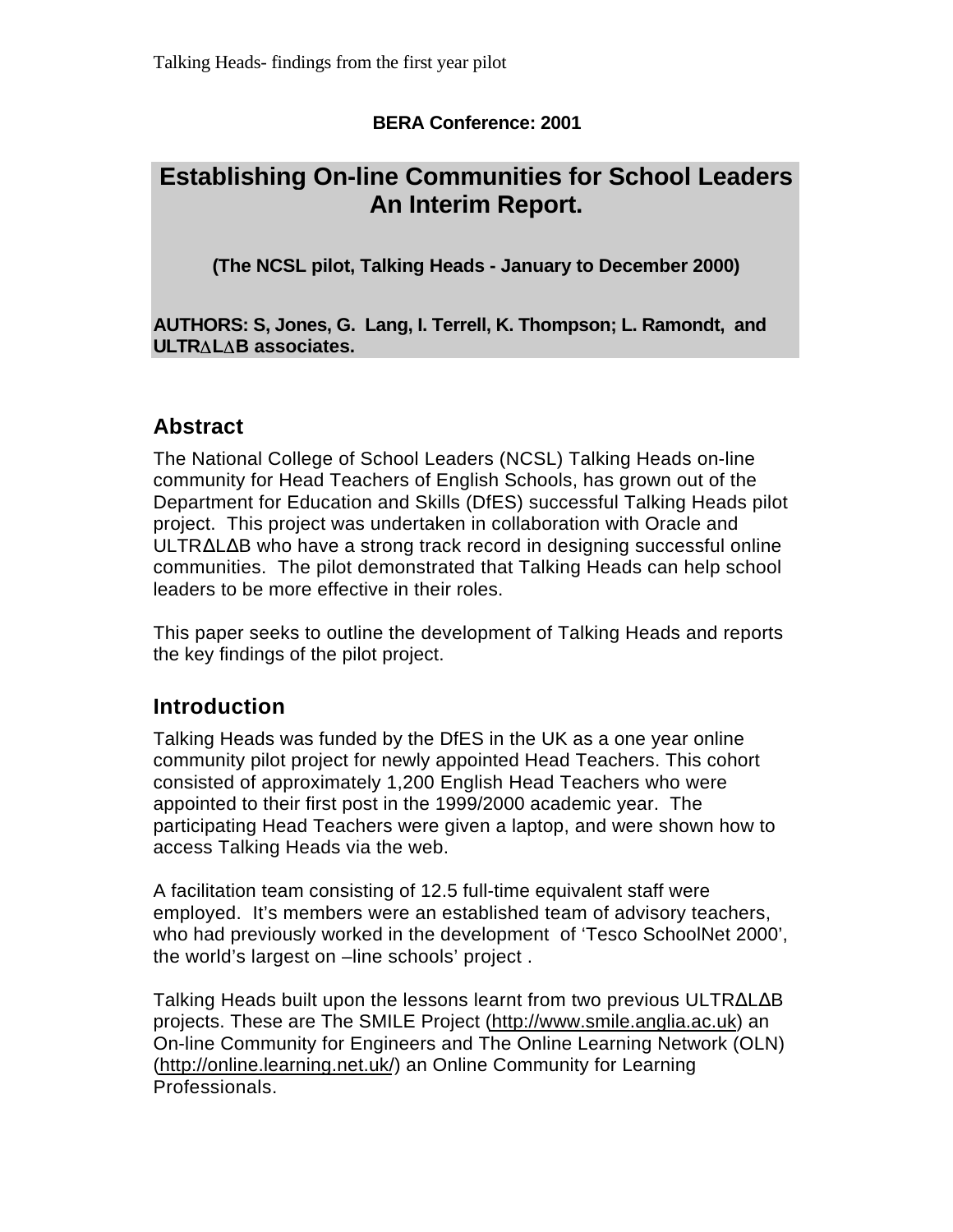**BERA Conference: 2001**

# Establishing On-line Communities for School Leaders An Interim Report.

**(The NCSL pilot, Talking Heads - January to December 2000)**

**AUTHORS: S, Jones, G. Lang, I. Terrell, K. Thompson; L. Ramondt, and ULTR∆L∆B associates.**

## Abstract

The National College of School Leaders (NCSL) Talking Heads on-line community for Head Teachers of English Schools, has grown out of the Department for Education and Skills (DfES) successful Talking Heads pilot project. This project was undertaken in collaboration with Oracle and ULTR∆L∆B who have a strong track record in designing successful online communities. The pilot demonstrated that Talking Heads can help school leaders to be more effective in their roles.

This paper seeks to outline the development of Talking Heads and reports the key findings of the pilot project.

## Introduction

Talking Heads was funded by the DfES in the UK as a one year online community pilot project for newly appointed Head Teachers. This cohort consisted of approximately 1,200 English Head Teachers who were appointed to their first post in the 1999/2000 academic year. The participating Head Teachers were given a laptop, and were shown how to access Talking Heads via the web.

A facilitation team consisting of 12.5 full-time equivalent staff were employed. It's members were an established team of advisory teachers, who had previously worked in the development of 'Tesco SchoolNet 2000', the world's largest on –line schools' project .

Talking Heads built upon the lessons learnt from two previous ULTR∆L∆B projects. These are The SMILE Project (http://www.smile.anglia.ac.uk) an On-line Community for Engineers and The Online Learning Network (OLN) (http://online.learning.net.uk/) an Online Community for Learning Professionals.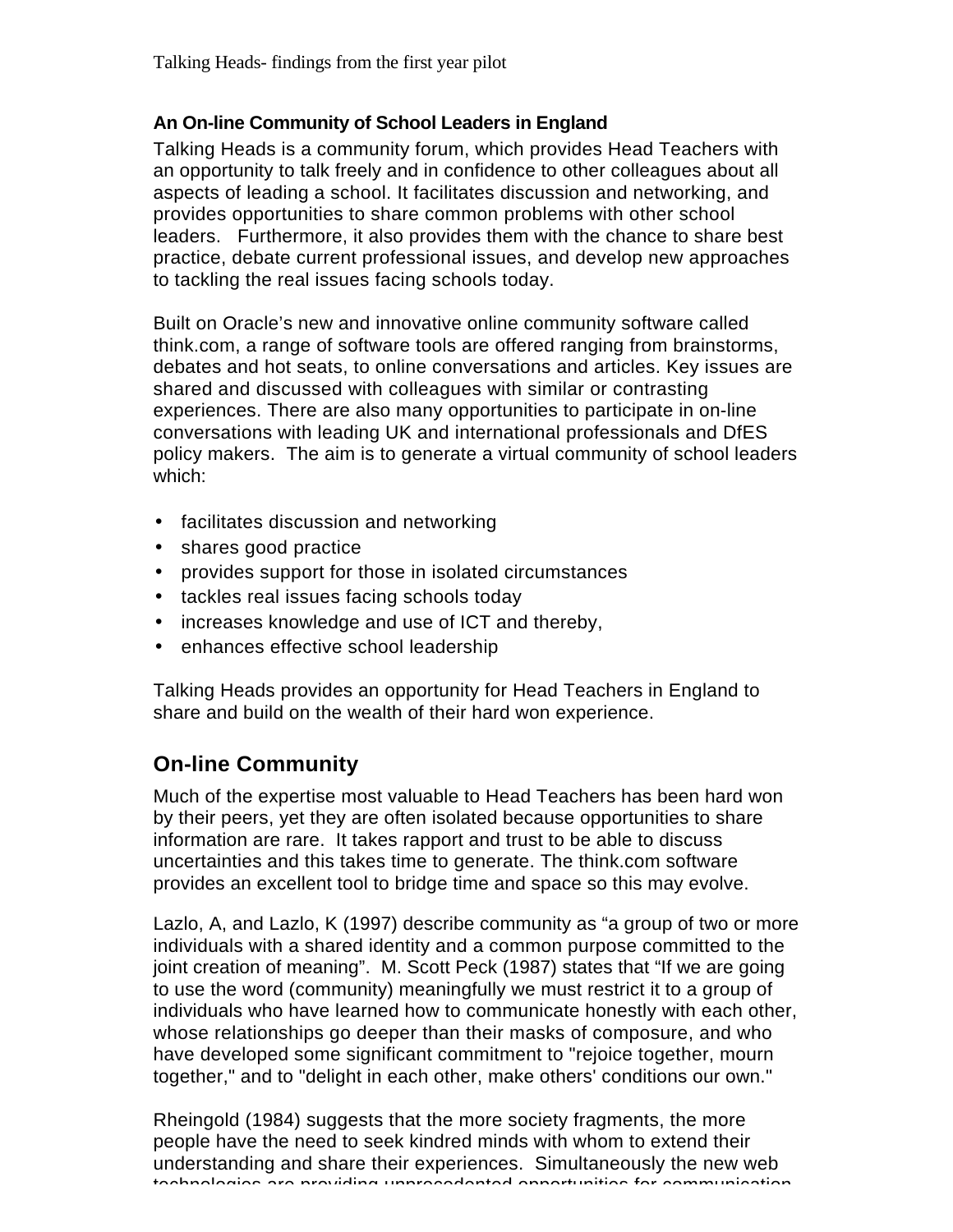### An On-line Community of School Leaders in England

Talking Heads is a community forum, which provides Head Teachers with an opportunity to talk freely and in confidence to other colleagues about all aspects of leading a school. It facilitates discussion and networking, and provides opportunities to share common problems with other school leaders. Furthermore, it also provides them with the chance to share best practice, debate current professional issues, and develop new approaches to tackling the real issues facing schools today.

Built on Oracle's new and innovative online community software called think.com, a range of software tools are offered ranging from brainstorms, debates and hot seats, to online conversations and articles. Key issues are shared and discussed with colleagues with similar or contrasting experiences. There are also many opportunities to participate in on-line conversations with leading UK and international professionals and DfES policy makers. The aim is to generate a virtual community of school leaders which:

- facilitates discussion and networking
- shares good practice
- provides support for those in isolated circumstances
- tackles real issues facing schools today
- increases knowledge and use of ICT and thereby,
- enhances effective school leadership

Talking Heads provides an opportunity for Head Teachers in England to share and build on the wealth of their hard won experience.

## On-line Community

Much of the expertise most valuable to Head Teachers has been hard won by their peers, yet they are often isolated because opportunities to share information are rare. It takes rapport and trust to be able to discuss uncertainties and this takes time to generate. The think.com software provides an excellent tool to bridge time and space so this may evolve.

Lazlo, A, and Lazlo, K (1997) describe community as "a group of two or more individuals with a shared identity and a common purpose committed to the joint creation of meaning". M. Scott Peck (1987) states that "If we are going to use the word (community) meaningfully we must restrict it to a group of individuals who have learned how to communicate honestly with each other, whose relationships go deeper than their masks of composure, and who have developed some significant commitment to "rejoice together, mourn together," and to "delight in each other, make others' conditions our own."

Rheingold (1984) suggests that the more society fragments, the more people have the need to seek kindred minds with whom to extend their understanding and share their experiences. Simultaneously the new web technologies are providing unprecedented opportunities for communication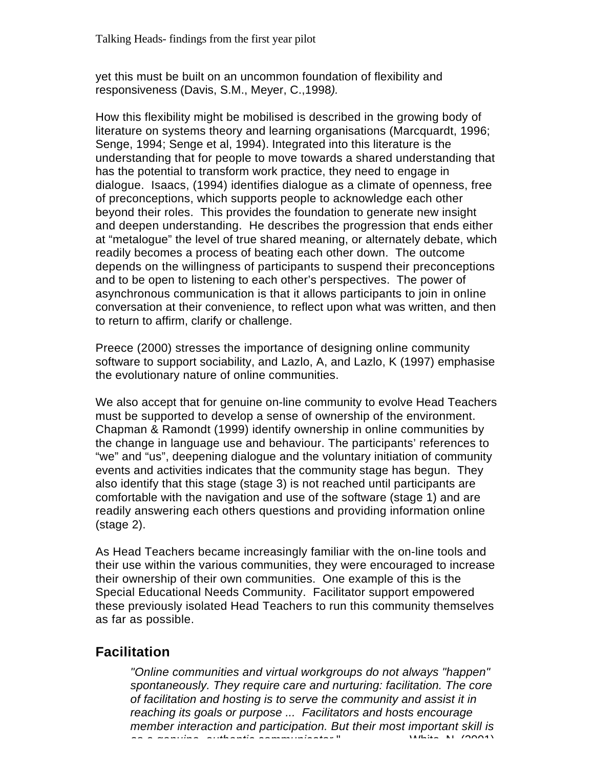yet this must be built on an uncommon foundation of flexibility and responsiveness (Davis, S.M., Meyer, C.,1998*).*

How this flexibility might be mobilised is described in the growing body of literature on systems theory and learning organisations (Marcquardt, 1996; Senge, 1994; Senge et al, 1994). Integrated into this literature is the understanding that for people to move towards a shared understanding that has the potential to transform work practice, they need to engage in dialogue. Isaacs, (1994) identifies dialogue as a climate of openness, free of preconceptions, which supports people to acknowledge each other beyond their roles. This provides the foundation to generate new insight and deepen understanding. He describes the progression that ends either at "metalogue" the level of true shared meaning, or alternately debate, which readily becomes a process of beating each other down. The outcome depends on the willingness of participants to suspend their preconceptions and to be open to listening to each other's perspectives. The power of asynchronous communication is that it allows participants to join in online conversation at their convenience, to reflect upon what was written, and then to return to affirm, clarify or challenge.

Preece (2000) stresses the importance of designing online community software to support sociability, and Lazlo, A, and Lazlo, K (1997) emphasise the evolutionary nature of online communities.

We also accept that for genuine on-line community to evolve Head Teachers must be supported to develop a sense of ownership of the environment. Chapman & Ramondt (1999) identify ownership in online communities by the change in language use and behaviour. The participants' references to "we" and "us", deepening dialogue and the voluntary initiation of community events and activities indicates that the community stage has begun. They also identify that this stage (stage 3) is not reached until participants are comfortable with the navigation and use of the software (stage 1) and are readily answering each others questions and providing information online (stage 2).

As Head Teachers became increasingly familiar with the on-line tools and their use within the various communities, they were encouraged to increase their ownership of their own communities. One example of this is the Special Educational Needs Community. Facilitator support empowered these previously isolated Head Teachers to run this community themselves as far as possible.

## Facilitation

> *"Online communities and virtual workgroups do not always "happen" spontaneously. They require care and nurturing: facilitation. The core of facilitation and hosting is to serve the community and assist it in reaching its goals or purpose ... Facilitators and hosts encourage member interaction and participation. But their most important skill is as a genuine, authentic communicator."* White, N. (2001)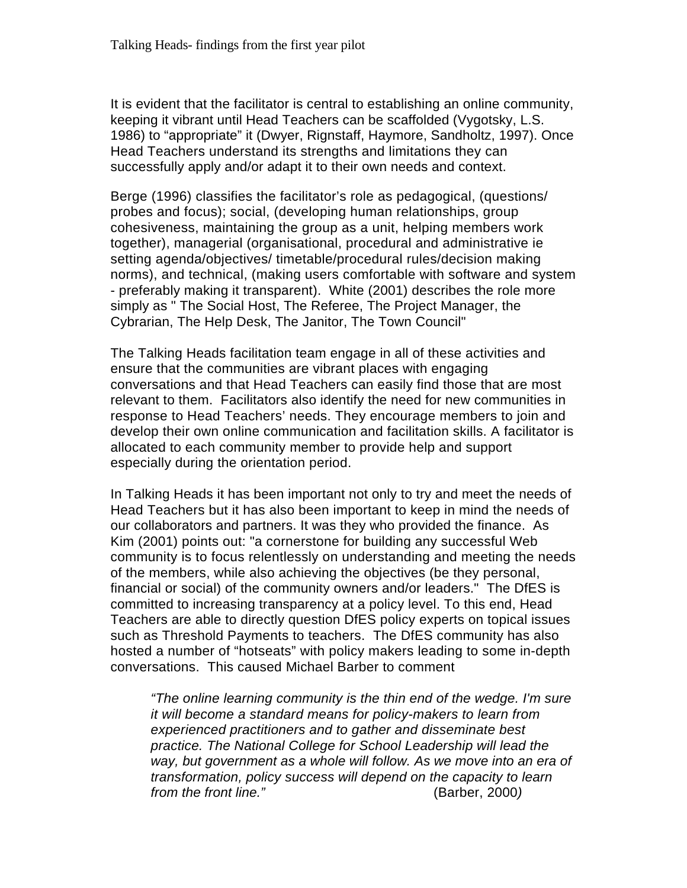It is evident that the facilitator is central to establishing an online community, keeping it vibrant until Head Teachers can be scaffolded (Vygotsky, L.S. 1986) to "appropriate" it (Dwyer, Rignstaff, Haymore, Sandholtz, 1997). Once Head Teachers understand its strengths and limitations they can successfully apply and/or adapt it to their own needs and context.

Berge (1996) classifies the facilitator's role as pedagogical, (questions/ probes and focus); social, (developing human relationships, group cohesiveness, maintaining the group as a unit, helping members work together), managerial (organisational, procedural and administrative ie setting agenda/objectives/ timetable/procedural rules/decision making norms), and technical, (making users comfortable with software and system - preferably making it transparent). White (2001) describes the role more simply as " The Social Host, The Referee, The Project Manager, the Cybrarian, The Help Desk, The Janitor, The Town Council"

The Talking Heads facilitation team engage in all of these activities and ensure that the communities are vibrant places with engaging conversations and that Head Teachers can easily find those that are most relevant to them. Facilitators also identify the need for new communities in response to Head Teachers' needs. They encourage members to join and develop their own online communication and facilitation skills. A facilitator is allocated to each community member to provide help and support especially during the orientation period.

In Talking Heads it has been important not only to try and meet the needs of Head Teachers but it has also been important to keep in mind the needs of our collaborators and partners. It was they who provided the finance. As Kim (2001) points out: "a cornerstone for building any successful Web community is to focus relentlessly on understanding and meeting the needs of the members, while also achieving the objectives (be they personal, financial or social) of the community owners and/or leaders." The DfES is committed to increasing transparency at a policy level. To this end, Head Teachers are able to directly question DfES policy experts on topical issues such as Threshold Payments to teachers. The DfES community has also hosted a number of "hotseats" with policy makers leading to some in-depth conversations. This caused Michael Barber to comment

> *"The online learning community is the thin end of the wedge. I'm sure it will become a standard means for policy-makers to learn from experienced practitioners and to gather and disseminate best practice. The National College for School Leadership will lead the way, but government as a whole will follow. As we move into an era of transformation, policy success will depend on the capacity to learn from the front line."* (Barber, 2000)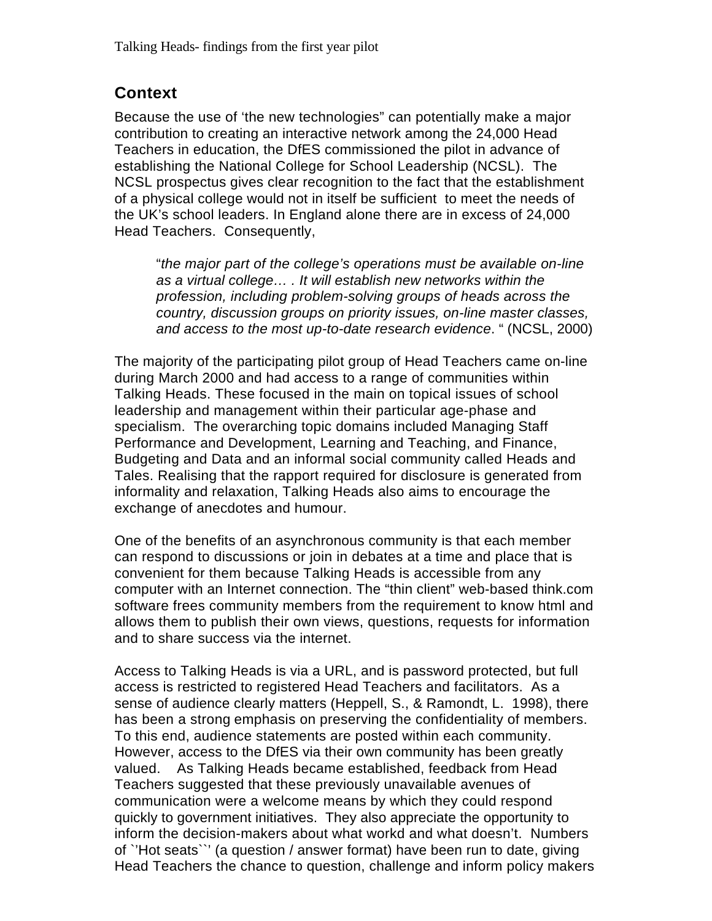## Context

Because the use of 'the new technologies" can potentially make a major contribution to creating an interactive network among the 24,000 Head Teachers in education, the DfES commissioned the pilot in advance of establishing the National College for School Leadership (NCSL). The NCSL prospectus gives clear recognition to the fact that the establishment of a physical college would not in itself be sufficient to meet the needs of the UK's school leaders. In England alone there are in excess of 24,000 Head Teachers. Consequently,

> "*the major part of the college's operations must be available on-line as a virtual college… . It will establish new networks within the profession, including problem-solving groups of heads across the country, discussion groups on priority issues, on-line master classes, and access to the most up-to-date research evidence*. " (NCSL, 2000)

The majority of the participating pilot group of Head Teachers came on-line during March 2000 and had access to a range of communities within Talking Heads. These focused in the main on topical issues of school leadership and management within their particular age-phase and specialism. The overarching topic domains included Managing Staff Performance and Development, Learning and Teaching, and Finance, Budgeting and Data and an informal social community called Heads and Tales. Realising that the rapport required for disclosure is generated from informality and relaxation, Talking Heads also aims to encourage the exchange of anecdotes and humour.

One of the benefits of an asynchronous community is that each member can respond to discussions or join in debates at a time and place that is convenient for them because Talking Heads is accessible from any computer with an Internet connection. The "thin client" web-based think.com software frees community members from the requirement to know html and allows them to publish their own views, questions, requests for information and to share success via the internet.

Access to Talking Heads is via a URL, and is password protected, but full access is restricted to registered Head Teachers and facilitators. As a sense of audience clearly matters (Heppell, S., & Ramondt, L. 1998), there has been a strong emphasis on preserving the confidentiality of members. To this end, audience statements are posted within each community. However, access to the DfES via their own community has been greatly valued. As Talking Heads became established, feedback from Head Teachers suggested that these previously unavailable avenues of communication were a welcome means by which they could respond quickly to government initiatives. They also appreciate the opportunity to inform the decision-makers about what workd and what doesn't. Numbers of ``'Hot seats``' (a question / answer format) have been run to date, giving Head Teachers the chance to question, challenge and inform policy makers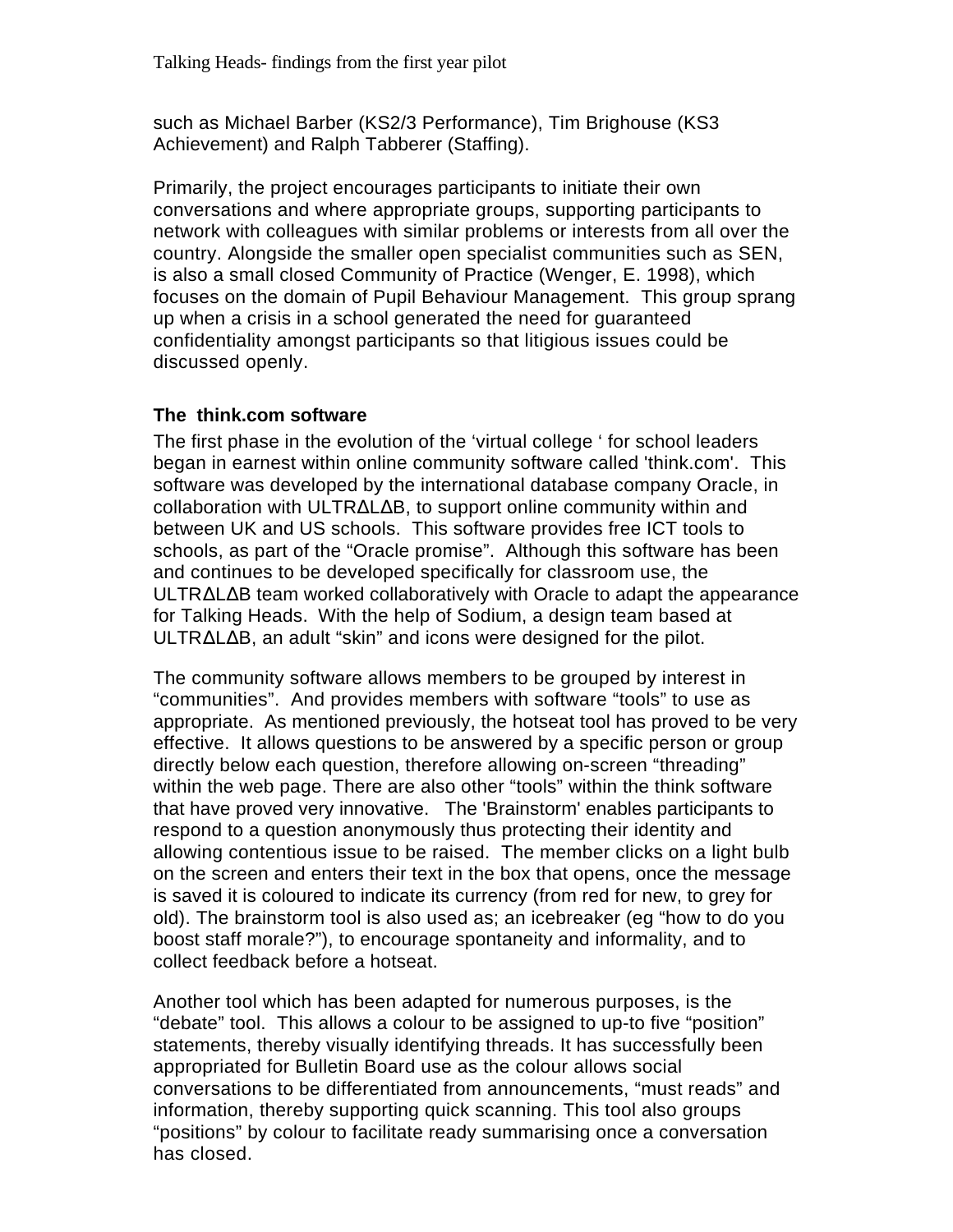such as Michael Barber (KS2/3 Performance), Tim Brighouse (KS3 Achievement) and Ralph Tabberer (Staffing).

Primarily, the project encourages participants to initiate their own conversations and where appropriate groups, supporting participants to network with colleagues with similar problems or interests from all over the country. Alongside the smaller open specialist communities such as SEN, is also a small closed Community of Practice (Wenger, E. 1998), which focuses on the domain of Pupil Behaviour Management. This group sprang up when a crisis in a school generated the need for guaranteed confidentiality amongst participants so that litigious issues could be discussed openly.

### The think.com software

The first phase in the evolution of the 'virtual college ' for school leaders began in earnest within online community software called 'think.com'. This software was developed by the international database company Oracle, in collaboration with ULTRΔLΔB, to support online community within and between UK and US schools. This software provides free ICT tools to schools, as part of the "Oracle promise". Although this software has been and continues to be developed specifically for classroom use, the ULTRΔLΔB team worked collaboratively with Oracle to adapt the appearance for Talking Heads. With the help of Sodium, a design team based at ULTRΔLΔB, an adult "skin" and icons were designed for the pilot.

The community software allows members to be grouped by interest in "communities". And provides members with software "tools" to use as appropriate. As mentioned previously, the hotseat tool has proved to be very effective. It allows questions to be answered by a specific person or group directly below each question, therefore allowing on-screen "threading" within the web page. There are also other "tools" within the think software that have proved very innovative. The 'Brainstorm' enables participants to respond to a question anonymously thus protecting their identity and allowing contentious issue to be raised. The member clicks on a light bulb on the screen and enters their text in the box that opens, once the message is saved it is coloured to indicate its currency (from red for new, to grey for old). The brainstorm tool is also used as; an icebreaker (eg "how to do you boost staff morale?"), to encourage spontaneity and informality, and to collect feedback before a hotseat.

Another tool which has been adapted for numerous purposes, is the "debate" tool. This allows a colour to be assigned to up-to five "position" statements, thereby visually identifying threads. It has successfully been appropriated for Bulletin Board use as the colour allows social conversations to be differentiated from announcements, "must reads" and information, thereby supporting quick scanning. This tool also groups "positions" by colour to facilitate ready summarising once a conversation has closed.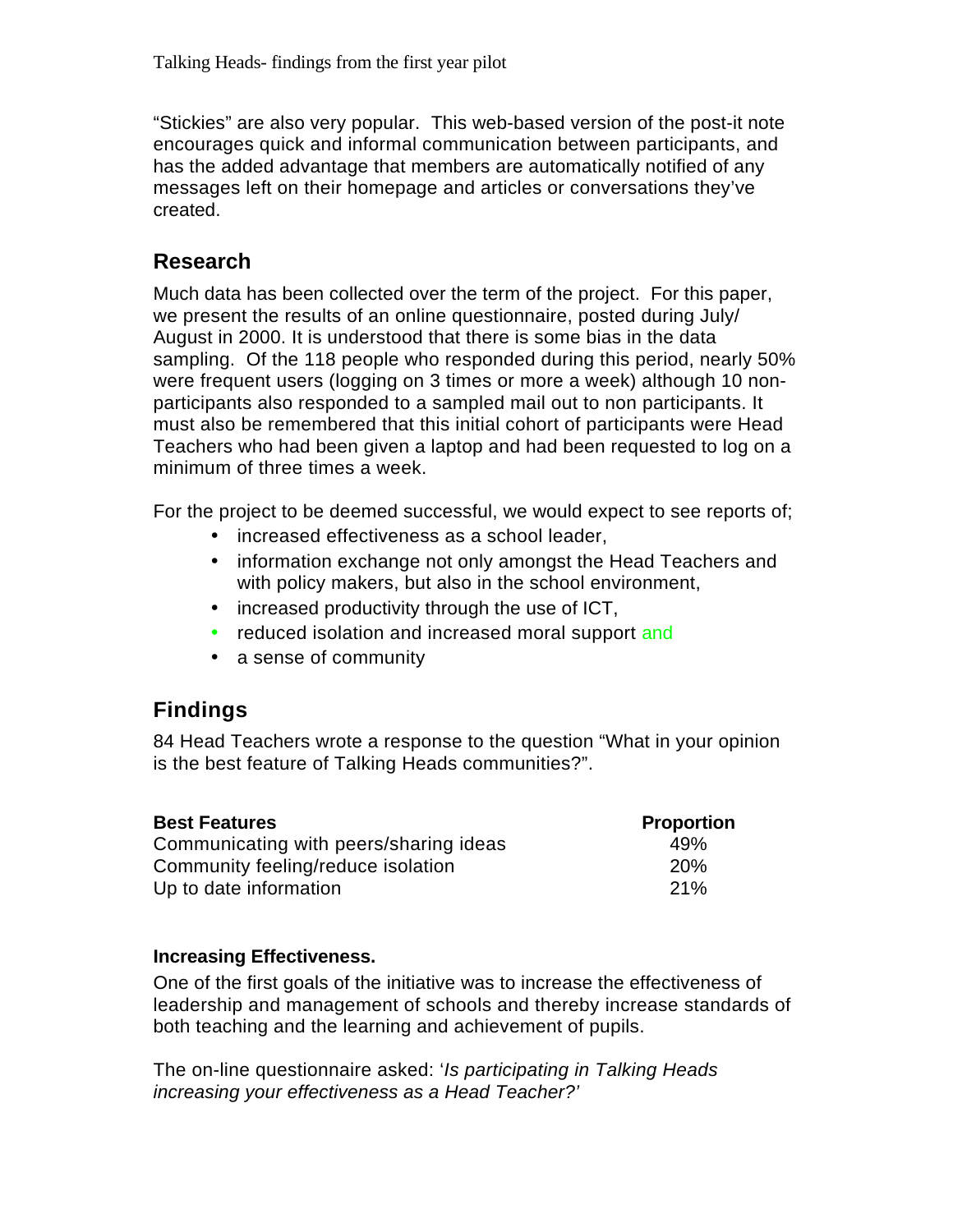"Stickies" are also very popular.  This web-based version of the post-it note encourages quick and informal communication between participants, and has the added advantage that members are automatically notified of any messages left on their homepage and articles or conversations they've created.

## Research

Much data has been collected over the term of the project.  For this paper, we present the results of an online questionnaire, posted during July/ August in 2000. It is understood that there is some bias in the data sampling.  Of the 118 people who responded during this period, nearly 50% were frequent users (logging on 3 times or more a week) although 10 non-participants also responded to a sampled mail out to non participants. It must also be remembered that this initial cohort of participants were Head Teachers who had been given a laptop and had been requested to log on a minimum of three times a week.

For the project to be deemed successful, we would expect to see reports of;

- increased effectiveness as a school leader,
- information exchange not only amongst the Head Teachers and with policy makers, but also in the school environment,
- increased productivity through the use of ICT,
- reduced isolation and increased moral support and
- a sense of community

## Findings

84 Head Teachers wrote a response to the question "What in your opinion is the best feature of Talking Heads communities?".

| Best Features | Proportion |
| --- | --- |
| Communicating with peers/sharing ideas | 49% |
| Community feeling/reduce isolation | 20% |
| Up to date information | 21% |

### Increasing Effectiveness.

One of the first goals of the initiative was to increase the effectiveness of leadership and management of schools and thereby increase standards of both teaching and the learning and achievement of pupils.

The on-line questionnaire asked: '*Is participating in Talking Heads increasing your effectiveness as a Head Teacher?'*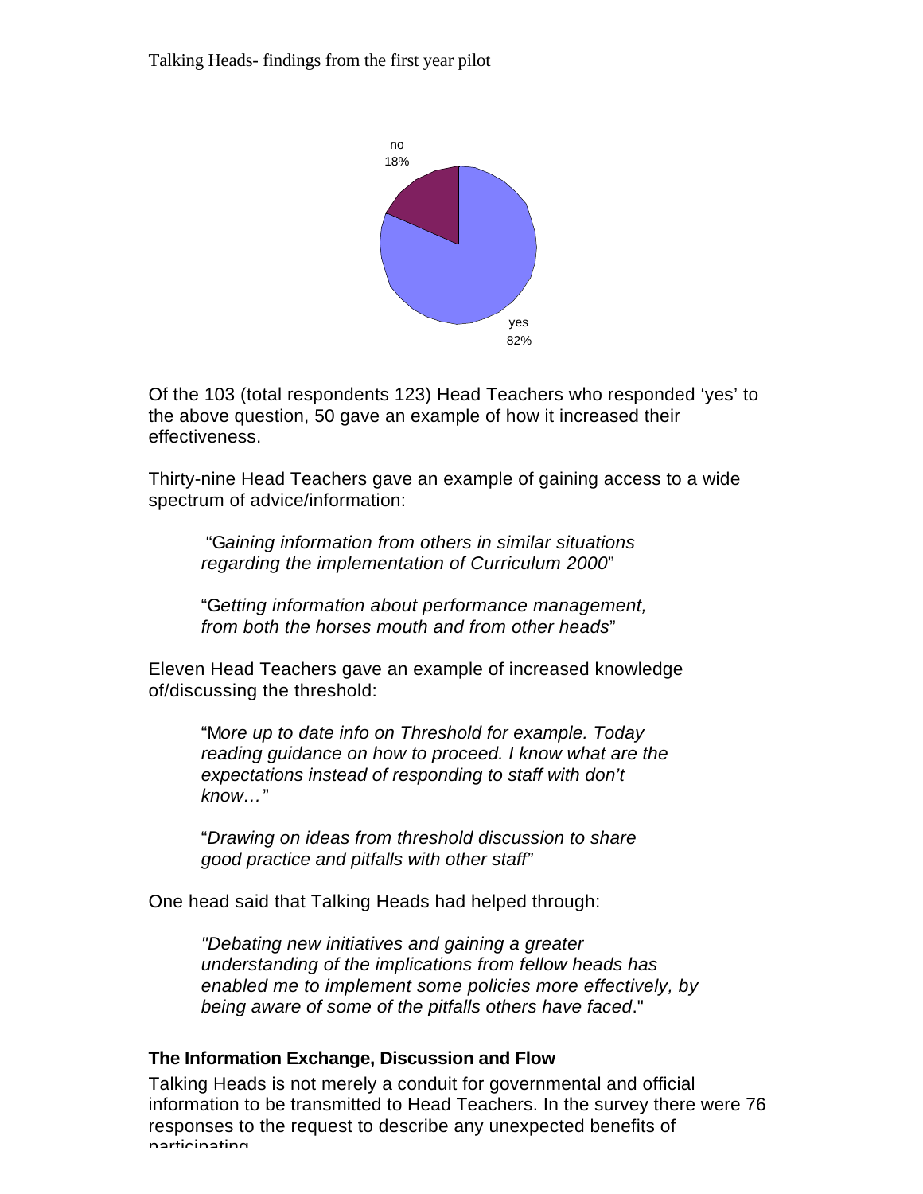no
18%

yes
82%

Of the 103 (total respondents 123) Head Teachers who responded 'yes' to the above question, 50 gave an example of how it increased their effectiveness.

Thirty-nine Head Teachers gave an example of gaining access to a wide spectrum of advice/information:

> "G*aining information from others in similar situations regarding the implementation of Curriculum 2000*"
>
> "G*etting information about performance management, from both the horses mouth and from other heads*"

Eleven Head Teachers gave an example of increased knowledge of/discussing the threshold:

> "M*ore up to date info on Threshold for example. Today reading guidance on how to proceed. I know what are the expectations instead of responding to staff with don't know…*"
>
> "*Drawing on ideas from threshold discussion to share good practice and pitfalls with other staff*"

One head said that Talking Heads had helped through:

> *"Debating new initiatives and gaining a greater understanding of the implications from fellow heads has enabled me to implement some policies more effectively, by being aware of some of the pitfalls others have faced*."

**The Information Exchange, Discussion and Flow**

Talking Heads is not merely a conduit for governmental and official information to be transmitted to Head Teachers. In the survey there were 76 responses to the request to describe any unexpected benefits of participating.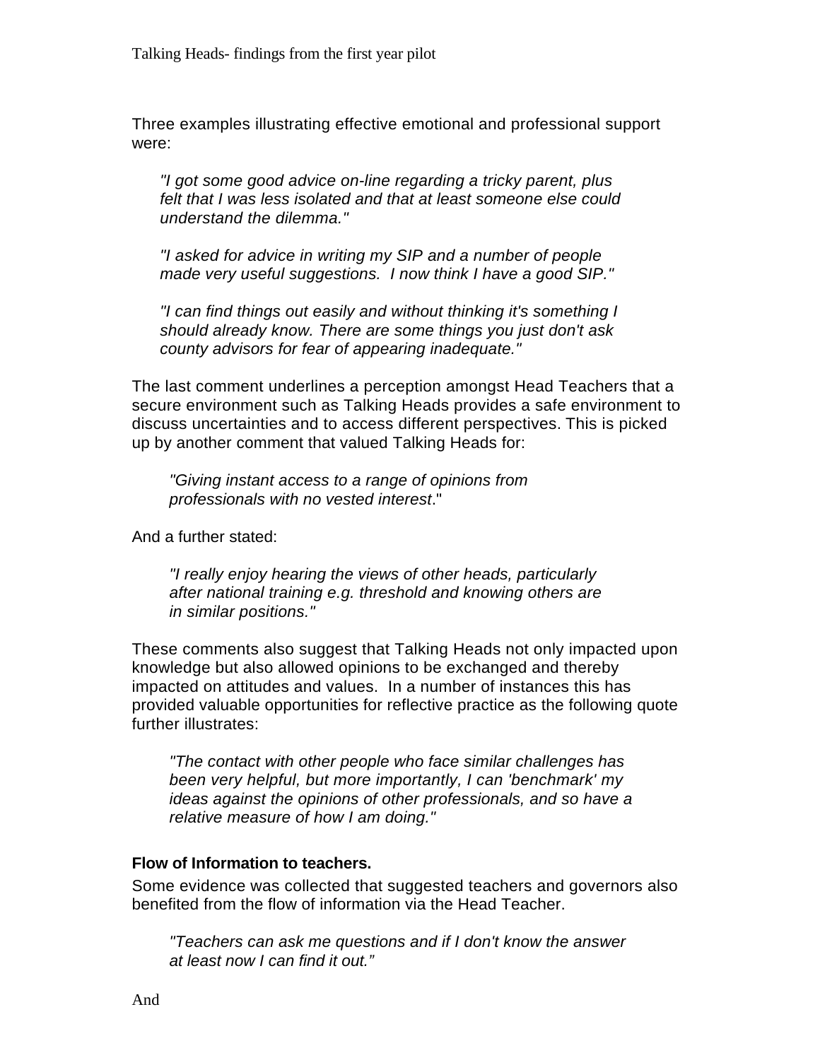Three examples illustrating effective emotional and professional support were:

> *"I got some good advice on-line regarding a tricky parent, plus felt that I was less isolated and that at least someone else could understand the dilemma."*
>
> *"I asked for advice in writing my SIP and a number of people made very useful suggestions. I now think I have a good SIP."*
>
> *"I can find things out easily and without thinking it's something I should already know. There are some things you just don't ask county advisors for fear of appearing inadequate."*

The last comment underlines a perception amongst Head Teachers that a secure environment such as Talking Heads provides a safe environment to discuss uncertainties and to access different perspectives. This is picked up by another comment that valued Talking Heads for:

> *"Giving instant access to a range of opinions from professionals with no vested interest*."

And a further stated:

> *"I really enjoy hearing the views of other heads, particularly after national training e.g. threshold and knowing others are in similar positions."*

These comments also suggest that Talking Heads not only impacted upon knowledge but also allowed opinions to be exchanged and thereby impacted on attitudes and values. In a number of instances this has provided valuable opportunities for reflective practice as the following quote further illustrates:

> *"The contact with other people who face similar challenges has been very helpful, but more importantly, I can 'benchmark' my ideas against the opinions of other professionals, and so have a relative measure of how I am doing."*

**Flow of Information to teachers.**

Some evidence was collected that suggested teachers and governors also benefited from the flow of information via the Head Teacher.

> *"Teachers can ask me questions and if I don't know the answer at least now I can find it out."*

And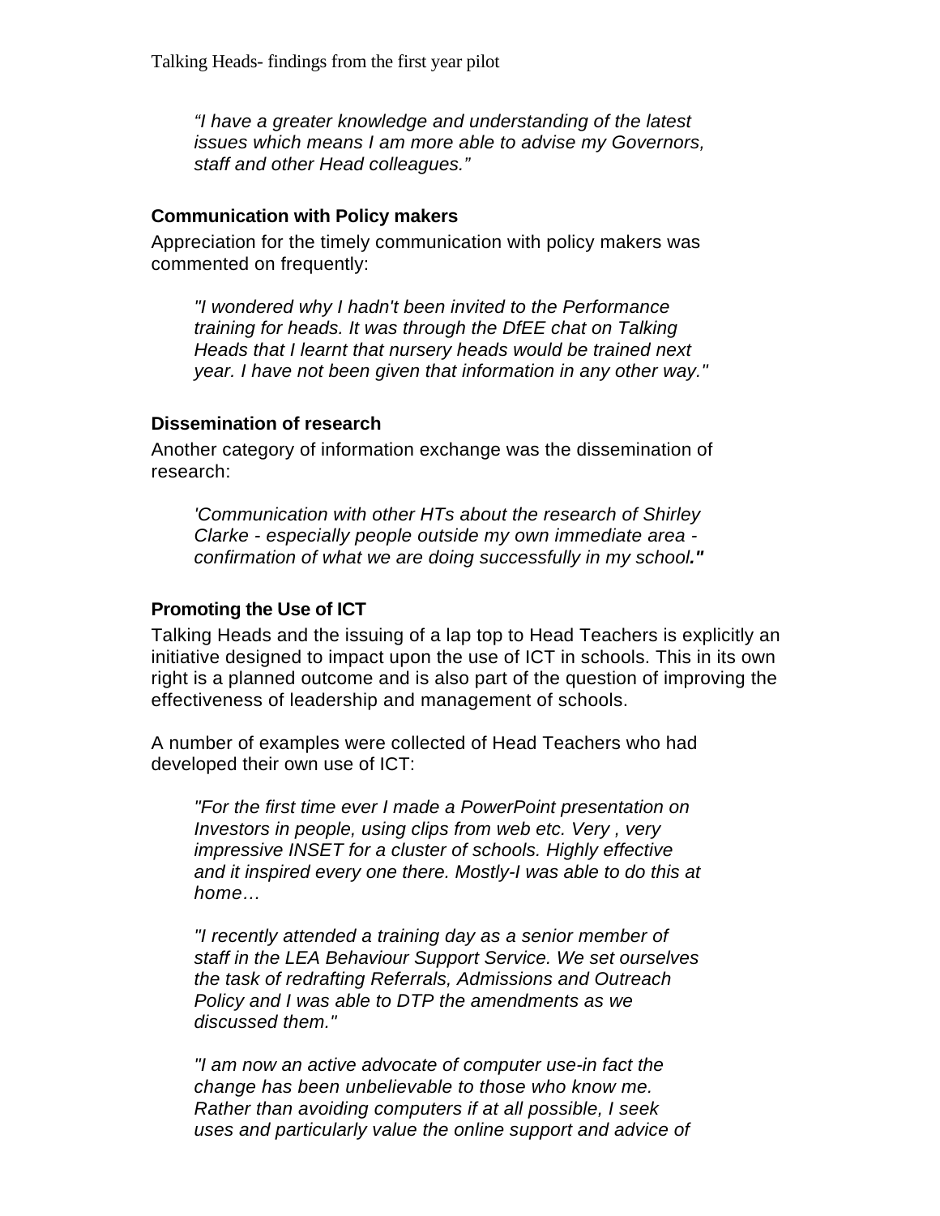*"I have a greater knowledge and understanding of the latest issues which means I am more able to advise my Governors, staff and other Head colleagues."*

**Communication with Policy makers**

Appreciation for the timely communication with policy makers was commented on frequently:

*"I wondered why I hadn't been invited to the Performance training for heads. It was through the DfEE chat on Talking Heads that I learnt that nursery heads would be trained next year. I have not been given that information in any other way."*

**Dissemination of research**

Another category of information exchange was the dissemination of research:

*'Communication with other HTs about the research of Shirley Clarke - especially people outside my own immediate area - confirmation of what we are doing successfully in my school."*

**Promoting the Use of ICT**

Talking Heads and the issuing of a lap top to Head Teachers is explicitly an initiative designed to impact upon the use of ICT in schools. This in its own right is a planned outcome and is also part of the question of improving the effectiveness of leadership and management of schools.

A number of examples were collected of Head Teachers who had developed their own use of ICT:

*"For the first time ever I made a PowerPoint presentation on Investors in people, using clips from web etc. Very , very impressive INSET for a cluster of schools. Highly effective and it inspired every one there. Mostly-I was able to do this at home…*

*"I recently attended a training day as a senior member of staff in the LEA Behaviour Support Service. We set ourselves the task of redrafting Referrals, Admissions and Outreach Policy and I was able to DTP the amendments as we discussed them."*

*"I am now an active advocate of computer use-in fact the change has been unbelievable to those who know me. Rather than avoiding computers if at all possible, I seek uses and particularly value the online support and advice of*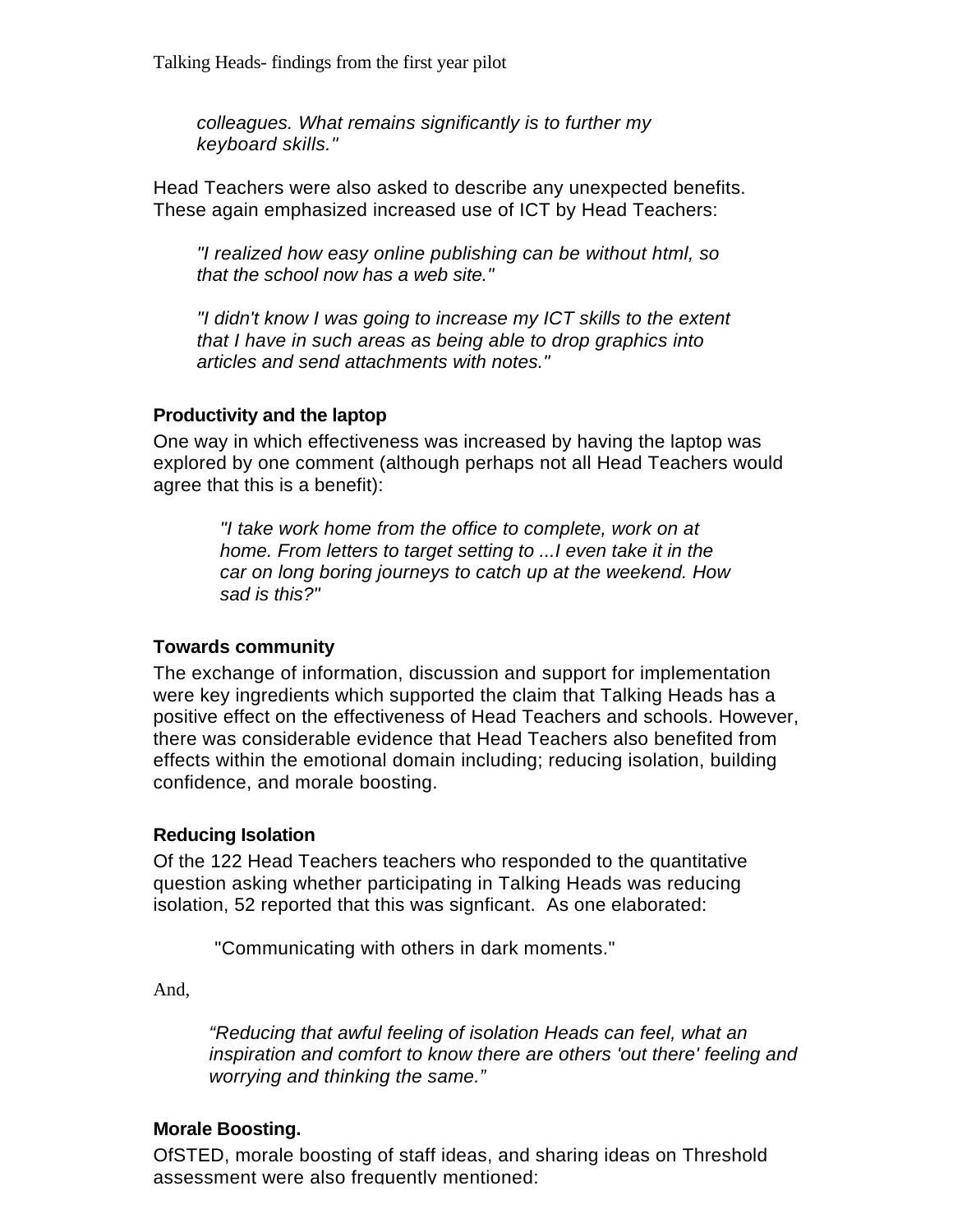*colleagues. What remains significantly is to further my keyboard skills."*

Head Teachers were also asked to describe any unexpected benefits. These again emphasized increased use of ICT by Head Teachers:

> *"I realized how easy online publishing can be without html, so that the school now has a web site."*

> *"I didn't know I was going to increase my ICT skills to the extent that I have in such areas as being able to drop graphics into articles and send attachments with notes."*

### Productivity and the laptop

One way in which effectiveness was increased by having the laptop was explored by one comment (although perhaps not all Head Teachers would agree that this is a benefit):

> *"I take work home from the office to complete, work on at home. From letters to target setting to ...I even take it in the car on long boring journeys to catch up at the weekend. How sad is this?"*

### Towards community

The exchange of information, discussion and support for implementation were key ingredients which supported the claim that Talking Heads has a positive effect on the effectiveness of Head Teachers and schools. However, there was considerable evidence that Head Teachers also benefited from effects within the emotional domain including; reducing isolation, building confidence, and morale boosting.

### Reducing Isolation

Of the 122 Head Teachers teachers who responded to the quantitative question asking whether participating in Talking Heads was reducing isolation, 52 reported that this was signficant. As one elaborated:

> "Communicating with others in dark moments."

And,

> *"Reducing that awful feeling of isolation Heads can feel, what an inspiration and comfort to know there are others 'out there' feeling and worrying and thinking the same."*

### Morale Boosting.

OfSTED, morale boosting of staff ideas, and sharing ideas on Threshold assessment were also frequently mentioned: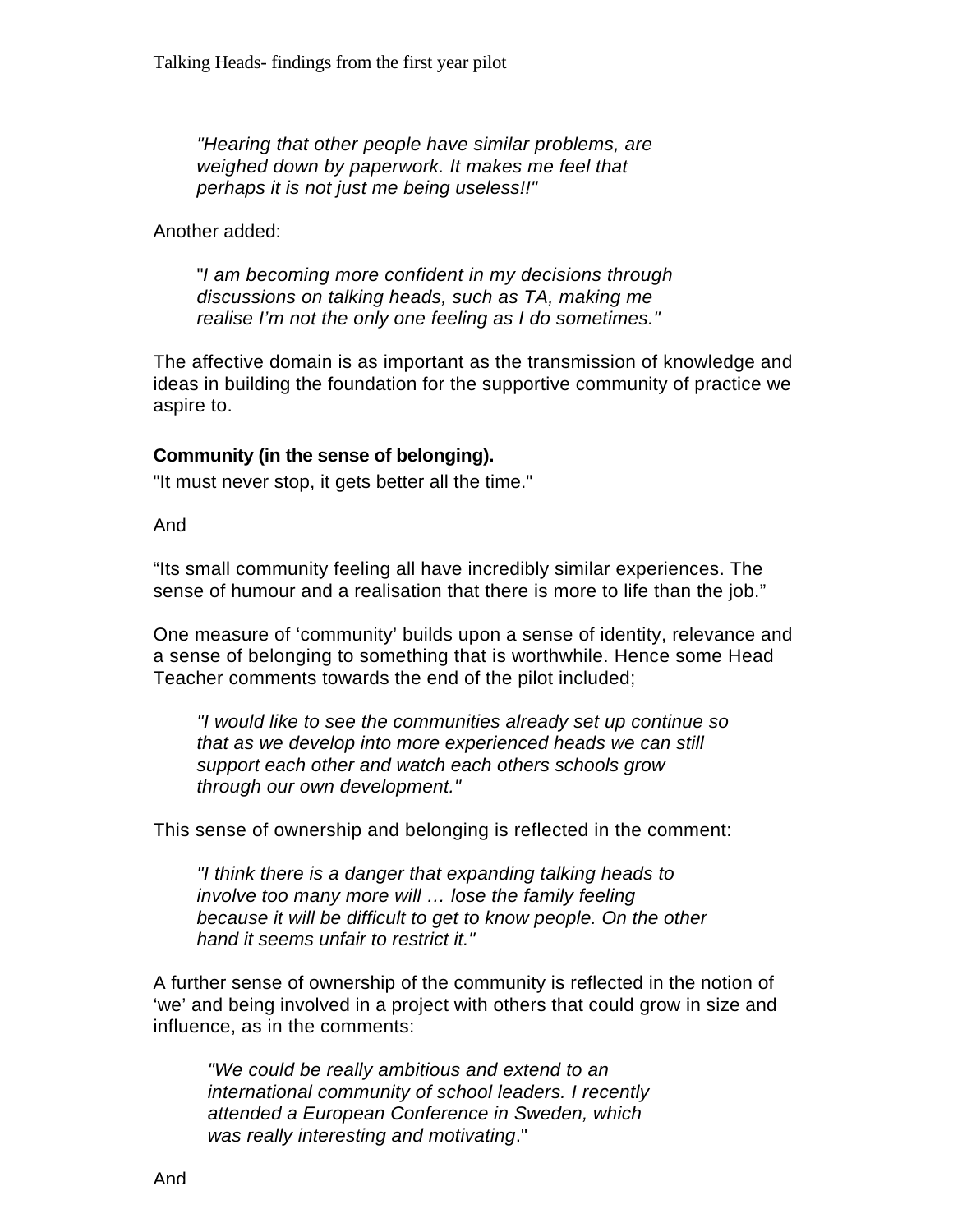> *"Hearing that other people have similar problems, are weighed down by paperwork. It makes me feel that perhaps it is not just me being useless!!"*

Another added:

> "*I am becoming more confident in my decisions through discussions on talking heads, such as TA, making me realise I'm not the only one feeling as I do sometimes."*

The affective domain is as important as the transmission of knowledge and ideas in building the foundation for the supportive community of practice we aspire to.

**Community (in the sense of belonging).**

"It must never stop, it gets better all the time."

And

"Its small community feeling all have incredibly similar experiences. The sense of humour and a realisation that there is more to life than the job."

One measure of 'community' builds upon a sense of identity, relevance and a sense of belonging to something that is worthwhile. Hence some Head Teacher comments towards the end of the pilot included;

> *"I would like to see the communities already set up continue so that as we develop into more experienced heads we can still support each other and watch each others schools grow through our own development."*

This sense of ownership and belonging is reflected in the comment:

> *"I think there is a danger that expanding talking heads to involve too many more will … lose the family feeling because it will be difficult to get to know people. On the other hand it seems unfair to restrict it."*

A further sense of ownership of the community is reflected in the notion of 'we' and being involved in a project with others that could grow in size and influence, as in the comments:

> *"We could be really ambitious and extend to an international community of school leaders. I recently attended a European Conference in Sweden, which was really interesting and motivating*."

And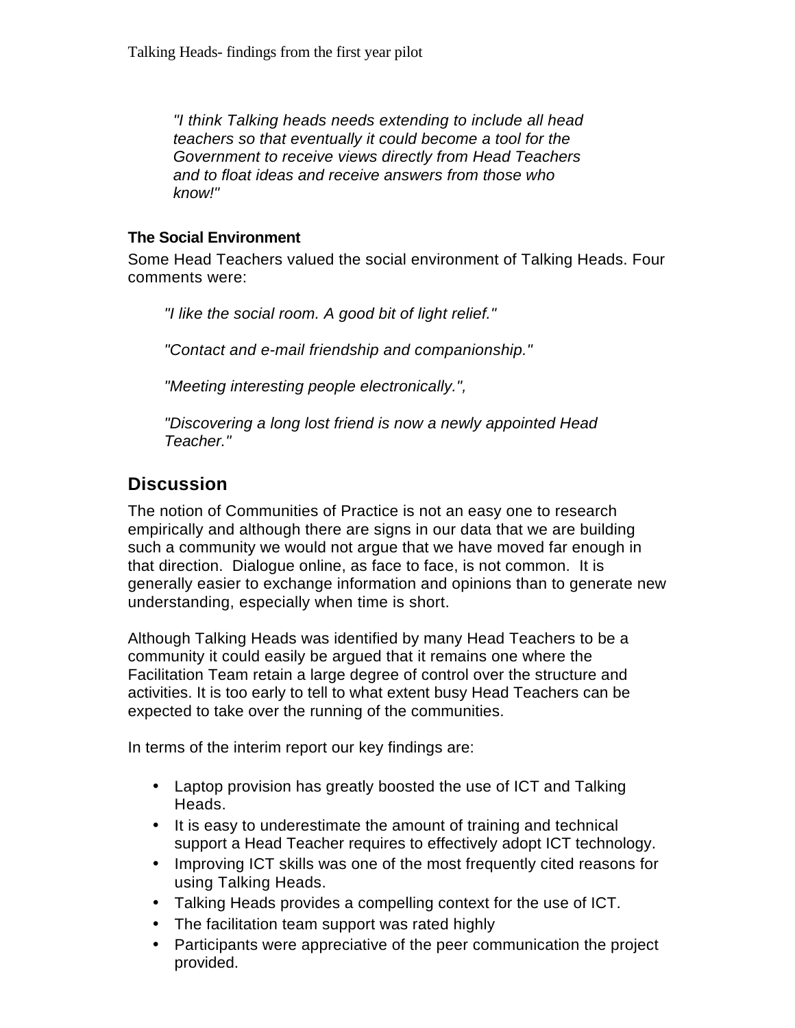*"I think Talking heads needs extending to include all head teachers so that eventually it could become a tool for the Government to receive views directly from Head Teachers and to float ideas and receive answers from those who know!"*

#### The Social Environment

Some Head Teachers valued the social environment of Talking Heads. Four comments were:

*"I like the social room. A good bit of light relief."*

*"Contact and e-mail friendship and companionship."*

*"Meeting interesting people electronically.",*

*"Discovering a long lost friend is now a newly appointed Head Teacher."*

## Discussion

The notion of Communities of Practice is not an easy one to research empirically and although there are signs in our data that we are building such a community we would not argue that we have moved far enough in that direction. Dialogue online, as face to face, is not common. It is generally easier to exchange information and opinions than to generate new understanding, especially when time is short.

Although Talking Heads was identified by many Head Teachers to be a community it could easily be argued that it remains one where the Facilitation Team retain a large degree of control over the structure and activities. It is too early to tell to what extent busy Head Teachers can be expected to take over the running of the communities.

In terms of the interim report our key findings are:

- Laptop provision has greatly boosted the use of ICT and Talking Heads.
- It is easy to underestimate the amount of training and technical support a Head Teacher requires to effectively adopt ICT technology.
- Improving ICT skills was one of the most frequently cited reasons for using Talking Heads.
- Talking Heads provides a compelling context for the use of ICT.
- The facilitation team support was rated highly
- Participants were appreciative of the peer communication the project provided.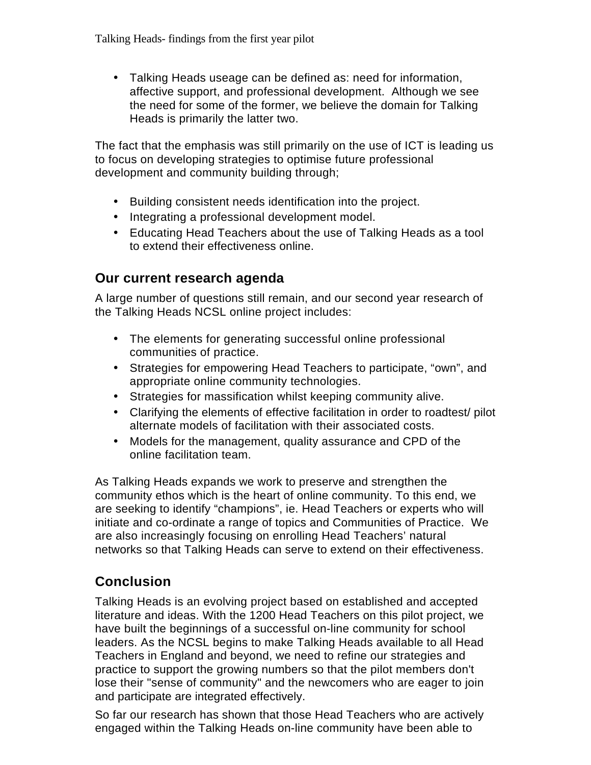- Talking Heads useage can be defined as: need for information, affective support, and professional development. Although we see the need for some of the former, we believe the domain for Talking Heads is primarily the latter two.

The fact that the emphasis was still primarily on the use of ICT is leading us to focus on developing strategies to optimise future professional development and community building through;

- Building consistent needs identification into the project.
- Integrating a professional development model.
- Educating Head Teachers about the use of Talking Heads as a tool to extend their effectiveness online.

## Our current research agenda

A large number of questions still remain, and our second year research of the Talking Heads NCSL online project includes:

- The elements for generating successful online professional communities of practice.
- Strategies for empowering Head Teachers to participate, "own", and appropriate online community technologies.
- Strategies for massification whilst keeping community alive.
- Clarifying the elements of effective facilitation in order to roadtest/ pilot alternate models of facilitation with their associated costs.
- Models for the management, quality assurance and CPD of the online facilitation team.

As Talking Heads expands we work to preserve and strengthen the community ethos which is the heart of online community. To this end, we are seeking to identify "champions", ie. Head Teachers or experts who will initiate and co-ordinate a range of topics and Communities of Practice. We are also increasingly focusing on enrolling Head Teachers' natural networks so that Talking Heads can serve to extend on their effectiveness.

## Conclusion

Talking Heads is an evolving project based on established and accepted literature and ideas. With the 1200 Head Teachers on this pilot project, we have built the beginnings of a successful on-line community for school leaders. As the NCSL begins to make Talking Heads available to all Head Teachers in England and beyond, we need to refine our strategies and practice to support the growing numbers so that the pilot members don't lose their "sense of community" and the newcomers who are eager to join and participate are integrated effectively.

So far our research has shown that those Head Teachers who are actively engaged within the Talking Heads on-line community have been able to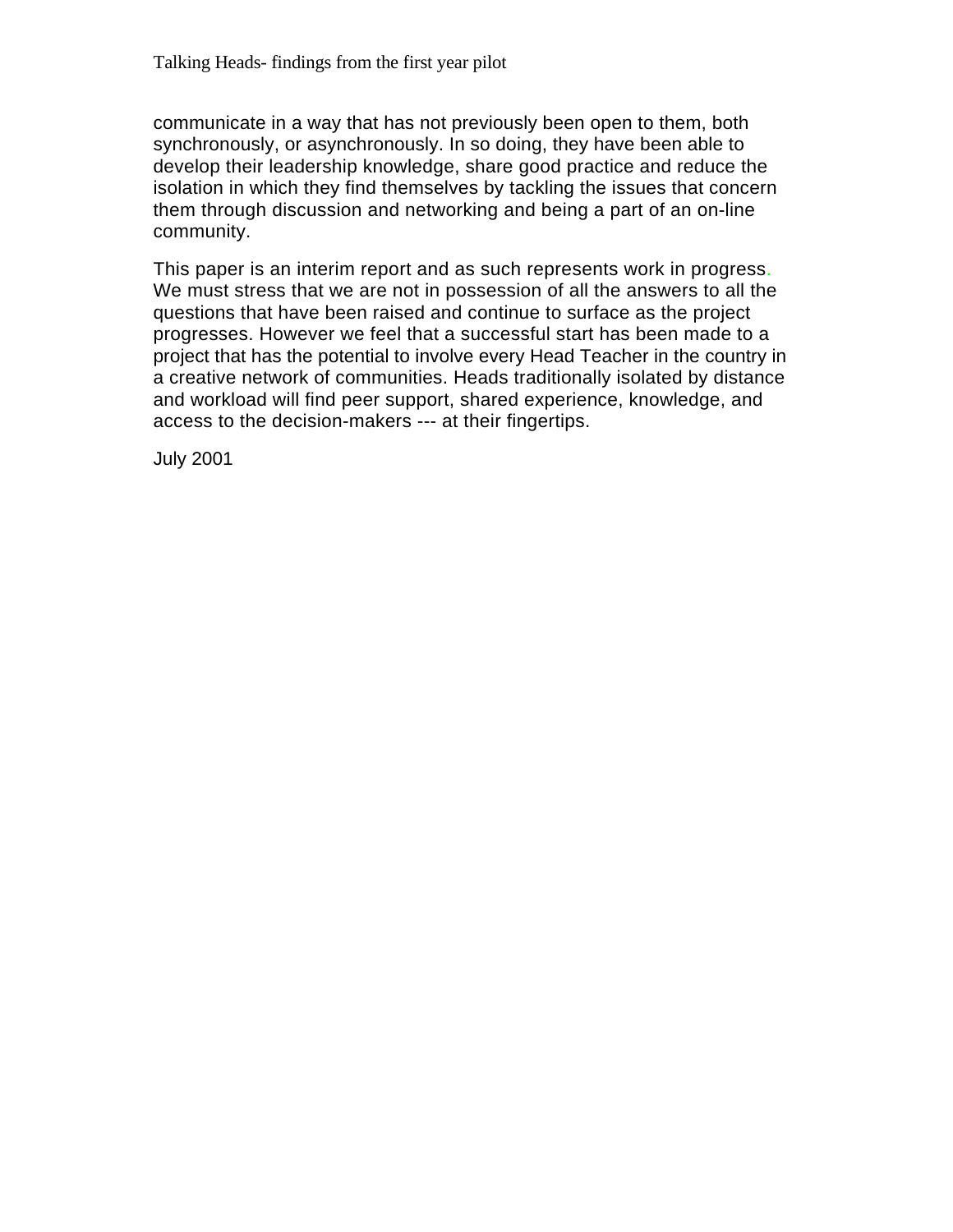communicate in a way that has not previously been open to them, both synchronously, or asynchronously. In so doing, they have been able to develop their leadership knowledge, share good practice and reduce the isolation in which they find themselves by tackling the issues that concern them through discussion and networking and being a part of an on-line community.

This paper is an interim report and as such represents work in progress. We must stress that we are not in possession of all the answers to all the questions that have been raised and continue to surface as the project progresses. However we feel that a successful start has been made to a project that has the potential to involve every Head Teacher in the country in a creative network of communities. Heads traditionally isolated by distance and workload will find peer support, shared experience, knowledge, and access to the decision-makers --- at their fingertips.

July 2001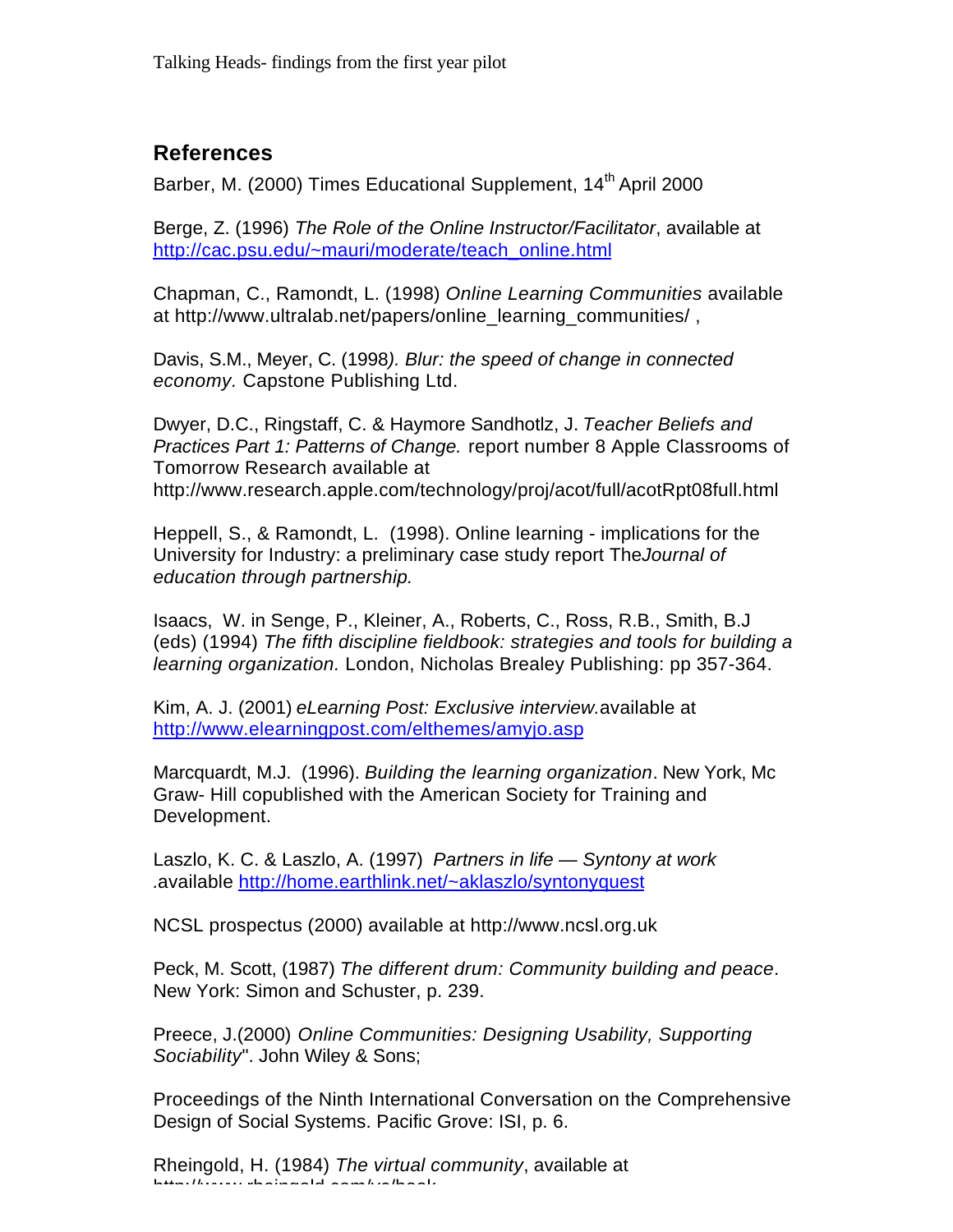## References

Barber, M. (2000) Times Educational Supplement, 14th April 2000

Berge, Z. (1996) *The Role of the Online Instructor/Facilitator*, available at http://cac.psu.edu/~mauri/moderate/teach_online.html

Chapman, C., Ramondt, L. (1998) *Online Learning Communities* available at http://www.ultralab.net/papers/online_learning_communities/ ,

Davis, S.M., Meyer, C. (1998*). Blur: the speed of change in connected economy.* Capstone Publishing Ltd.

Dwyer, D.C., Ringstaff, C. & Haymore Sandhotlz, J. *Teacher Beliefs and Practices Part 1: Patterns of Change.* report number 8 Apple Classrooms of Tomorrow Research available at http://www.research.apple.com/technology/proj/acot/full/acotRpt08full.html

Heppell, S., & Ramondt, L. (1998). Online learning - implications for the University for Industry: a preliminary case study report The*Journal of education through partnership.*

Isaacs, W. in Senge, P., Kleiner, A., Roberts, C., Ross, R.B., Smith, B.J (eds) (1994) *The fifth discipline fieldbook: strategies and tools for building a learning organization.* London, Nicholas Brealey Publishing: pp 357-364.

Kim, A. J. (2001) *eLearning Post: Exclusive interview.*available at http://www.elearningpost.com/elthemes/amyjo.asp

Marcquardt, M.J. (1996). *Building the learning organization*. New York, Mc Graw- Hill copublished with the American Society for Training and Development.

Laszlo, K. C. & Laszlo, A. (1997) *Partners in life — Syntony at work* .available http://home.earthlink.net/~aklaszlo/syntonyquest

NCSL prospectus (2000) available at http://www.ncsl.org.uk

Peck, M. Scott, (1987) *The different drum: Community building and peace*. New York: Simon and Schuster, p. 239.

Preece, J.(2000) *Online Communities: Designing Usability, Supporting Sociability*". John Wiley & Sons;

Proceedings of the Ninth International Conversation on the Comprehensive Design of Social Systems. Pacific Grove: ISI, p. 6.

Rheingold, H. (1984) *The virtual community*, available at http://www.rheingold.com/vc/book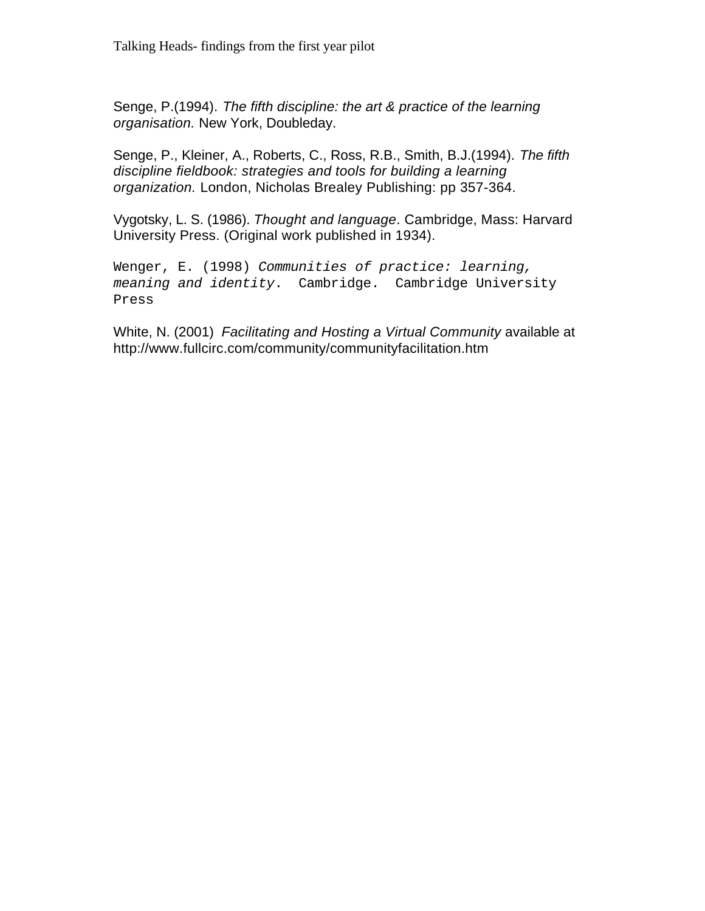Senge, P.(1994). *The fifth discipline: the art & practice of the learning organisation.* New York, Doubleday.

Senge, P., Kleiner, A., Roberts, C., Ross, R.B., Smith, B.J.(1994). *The fifth discipline fieldbook: strategies and tools for building a learning organization.* London, Nicholas Brealey Publishing: pp 357-364.

Vygotsky, L. S. (1986). *Thought and language*. Cambridge, Mass: Harvard University Press. (Original work published in 1934).

Wenger, E. (1998) *Communities of practice: learning, meaning and identity*. Cambridge. Cambridge University Press

White, N. (2001) *Facilitating and Hosting a Virtual Community* available at http://www.fullcirc.com/community/communityfacilitation.htm